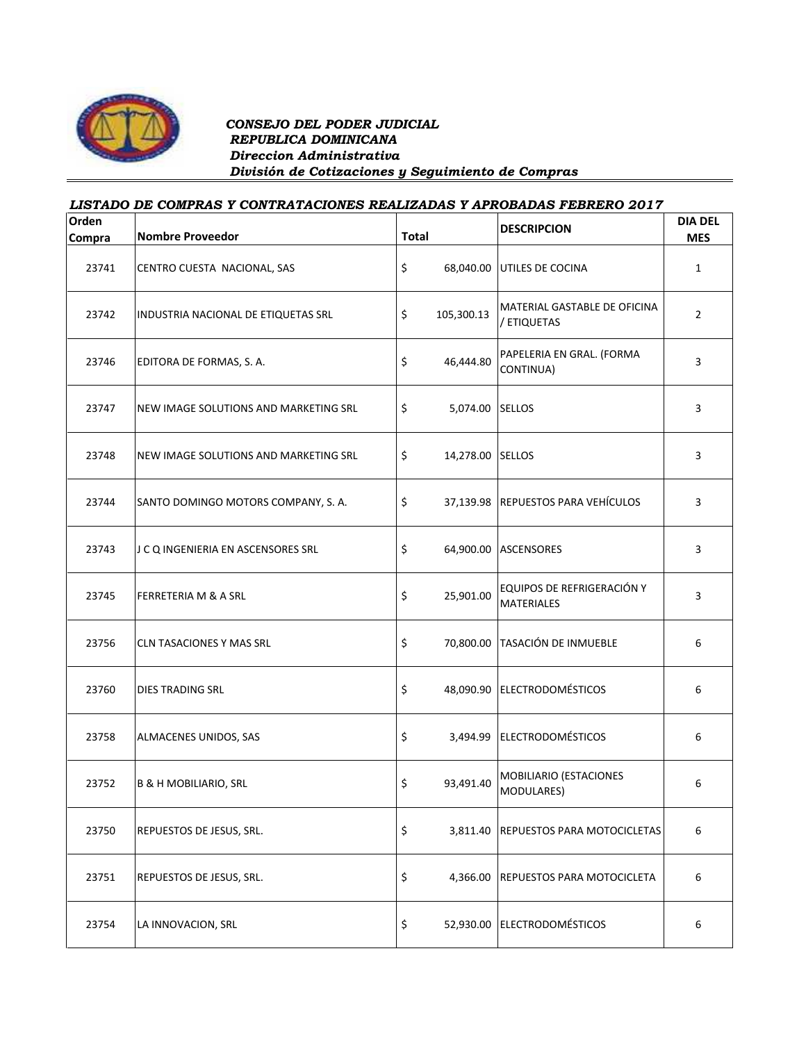***CONSEJO DEL PODER JUDICIAL***
***REPUBLICA DOMINICANA***
***Direccion Administrativa***
***División de Cotizaciones y Seguimiento de Compras***

***LISTADO DE COMPRAS Y CONTRATACIONES REALIZADAS Y APROBADAS FEBRERO 2017***

| Orden Compra | Nombre Proveedor | Total | DESCRIPCION | DIA DEL MES |
|---|---|---|---|---|
| 23741 | CENTRO CUESTA NACIONAL, SAS | $ 68,040.00 | UTILES DE COCINA | 1 |
| 23742 | INDUSTRIA NACIONAL DE ETIQUETAS SRL | $ 105,300.13 | MATERIAL GASTABLE DE OFICINA / ETIQUETAS | 2 |
| 23746 | EDITORA DE FORMAS, S. A. | $ 46,444.80 | PAPELERIA EN GRAL. (FORMA CONTINUA) | 3 |
| 23747 | NEW IMAGE SOLUTIONS AND MARKETING SRL | $ 5,074.00 | SELLOS | 3 |
| 23748 | NEW IMAGE SOLUTIONS AND MARKETING SRL | $ 14,278.00 | SELLOS | 3 |
| 23744 | SANTO DOMINGO MOTORS COMPANY, S. A. | $ 37,139.98 | REPUESTOS PARA VEHÍCULOS | 3 |
| 23743 | J C Q INGENIERIA EN ASCENSORES SRL | $ 64,900.00 | ASCENSORES | 3 |
| 23745 | FERRETERIA M & A SRL | $ 25,901.00 | EQUIPOS DE REFRIGERACIÓN Y MATERIALES | 3 |
| 23756 | CLN TASACIONES Y MAS SRL | $ 70,800.00 | TASACIÓN DE INMUEBLE | 6 |
| 23760 | DIES TRADING SRL | $ 48,090.90 | ELECTRODOMÉSTICOS | 6 |
| 23758 | ALMACENES UNIDOS, SAS | $ 3,494.99 | ELECTRODOMÉSTICOS | 6 |
| 23752 | B & H MOBILIARIO, SRL | $ 93,491.40 | MOBILIARIO (ESTACIONES MODULARES) | 6 |
| 23750 | REPUESTOS DE JESUS, SRL. | $ 3,811.40 | REPUESTOS PARA MOTOCICLETAS | 6 |
| 23751 | REPUESTOS DE JESUS, SRL. | $ 4,366.00 | REPUESTOS PARA MOTOCICLETA | 6 |
| 23754 | LA INNOVACION, SRL | $ 52,930.00 | ELECTRODOMÉSTICOS | 6 |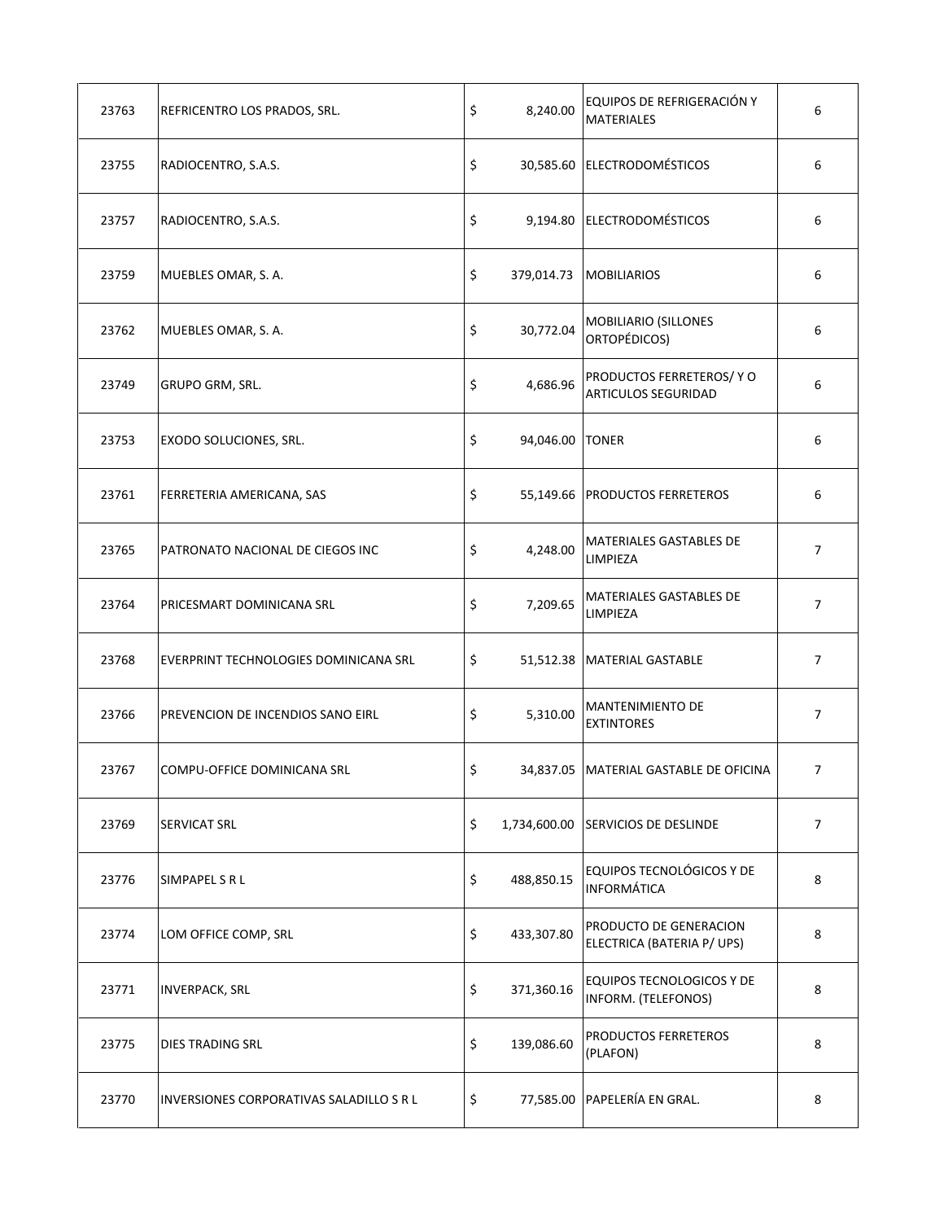| | | | | |
|---|---|---|---|---|
| 23763 | REFRICENTRO LOS PRADOS, SRL. | $ 8,240.00 | EQUIPOS DE REFRIGERACIÓN Y MATERIALES | 6 |
| 23755 | RADIOCENTRO, S.A.S. | $ 30,585.60 | ELECTRODOMÉSTICOS | 6 |
| 23757 | RADIOCENTRO, S.A.S. | $ 9,194.80 | ELECTRODOMÉSTICOS | 6 |
| 23759 | MUEBLES OMAR, S. A. | $ 379,014.73 | MOBILIARIOS | 6 |
| 23762 | MUEBLES OMAR, S. A. | $ 30,772.04 | MOBILIARIO (SILLONES ORTOPÉDICOS) | 6 |
| 23749 | GRUPO GRM, SRL. | $ 4,686.96 | PRODUCTOS FERRETEROS/ Y O ARTICULOS SEGURIDAD | 6 |
| 23753 | EXODO SOLUCIONES, SRL. | $ 94,046.00 | TONER | 6 |
| 23761 | FERRETERIA AMERICANA, SAS | $ 55,149.66 | PRODUCTOS FERRETEROS | 6 |
| 23765 | PATRONATO NACIONAL DE CIEGOS INC | $ 4,248.00 | MATERIALES GASTABLES DE LIMPIEZA | 7 |
| 23764 | PRICESMART DOMINICANA SRL | $ 7,209.65 | MATERIALES GASTABLES DE LIMPIEZA | 7 |
| 23768 | EVERPRINT TECHNOLOGIES DOMINICANA SRL | $ 51,512.38 | MATERIAL GASTABLE | 7 |
| 23766 | PREVENCION DE INCENDIOS SANO EIRL | $ 5,310.00 | MANTENIMIENTO DE EXTINTORES | 7 |
| 23767 | COMPU-OFFICE DOMINICANA SRL | $ 34,837.05 | MATERIAL GASTABLE DE OFICINA | 7 |
| 23769 | SERVICAT SRL | $ 1,734,600.00 | SERVICIOS DE DESLINDE | 7 |
| 23776 | SIMPAPEL S R L | $ 488,850.15 | EQUIPOS TECNOLÓGICOS Y DE INFORMÁTICA | 8 |
| 23774 | LOM OFFICE COMP, SRL | $ 433,307.80 | PRODUCTO DE GENERACION ELECTRICA (BATERIA P/ UPS) | 8 |
| 23771 | INVERPACK, SRL | $ 371,360.16 | EQUIPOS TECNOLOGICOS Y DE INFORM. (TELEFONOS) | 8 |
| 23775 | DIES TRADING SRL | $ 139,086.60 | PRODUCTOS FERRETEROS (PLAFON) | 8 |
| 23770 | INVERSIONES CORPORATIVAS SALADILLO S R L | $ 77,585.00 | PAPELERÍA EN GRAL. | 8 |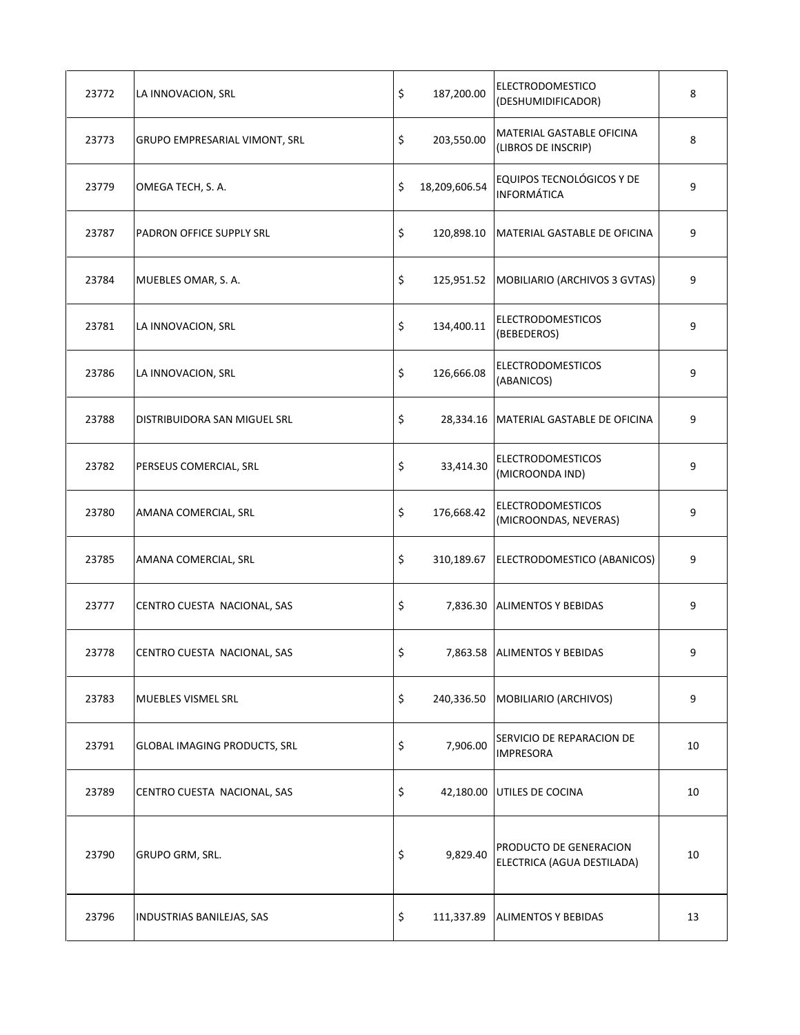| | | | | |
|---|---|---|---|---|
| 23772 | LA INNOVACION, SRL | $ 187,200.00 | ELECTRODOMESTICO (DESHUMIDIFICADOR) | 8 |
| 23773 | GRUPO EMPRESARIAL VIMONT, SRL | $ 203,550.00 | MATERIAL GASTABLE OFICINA (LIBROS DE INSCRIP) | 8 |
| 23779 | OMEGA TECH, S. A. | $ 18,209,606.54 | EQUIPOS TECNOLÓGICOS Y DE INFORMÁTICA | 9 |
| 23787 | PADRON OFFICE SUPPLY SRL | $ 120,898.10 | MATERIAL GASTABLE DE OFICINA | 9 |
| 23784 | MUEBLES OMAR, S. A. | $ 125,951.52 | MOBILIARIO (ARCHIVOS 3 GVTAS) | 9 |
| 23781 | LA INNOVACION, SRL | $ 134,400.11 | ELECTRODOMESTICOS (BEBEDEROS) | 9 |
| 23786 | LA INNOVACION, SRL | $ 126,666.08 | ELECTRODOMESTICOS (ABANICOS) | 9 |
| 23788 | DISTRIBUIDORA SAN MIGUEL SRL | $ 28,334.16 | MATERIAL GASTABLE DE OFICINA | 9 |
| 23782 | PERSEUS COMERCIAL, SRL | $ 33,414.30 | ELECTRODOMESTICOS (MICROONDA IND) | 9 |
| 23780 | AMANA COMERCIAL, SRL | $ 176,668.42 | ELECTRODOMESTICOS (MICROONDAS, NEVERAS) | 9 |
| 23785 | AMANA COMERCIAL, SRL | $ 310,189.67 | ELECTRODOMESTICO (ABANICOS) | 9 |
| 23777 | CENTRO CUESTA NACIONAL, SAS | $ 7,836.30 | ALIMENTOS Y BEBIDAS | 9 |
| 23778 | CENTRO CUESTA NACIONAL, SAS | $ 7,863.58 | ALIMENTOS Y BEBIDAS | 9 |
| 23783 | MUEBLES VISMEL SRL | $ 240,336.50 | MOBILIARIO (ARCHIVOS) | 9 |
| 23791 | GLOBAL IMAGING PRODUCTS, SRL | $ 7,906.00 | SERVICIO DE REPARACION DE IMPRESORA | 10 |
| 23789 | CENTRO CUESTA NACIONAL, SAS | $ 42,180.00 | UTILES DE COCINA | 10 |
| 23790 | GRUPO GRM, SRL. | $ 9,829.40 | PRODUCTO DE GENERACION ELECTRICA (AGUA DESTILADA) | 10 |
| 23796 | INDUSTRIAS BANILEJAS, SAS | $ 111,337.89 | ALIMENTOS Y BEBIDAS | 13 |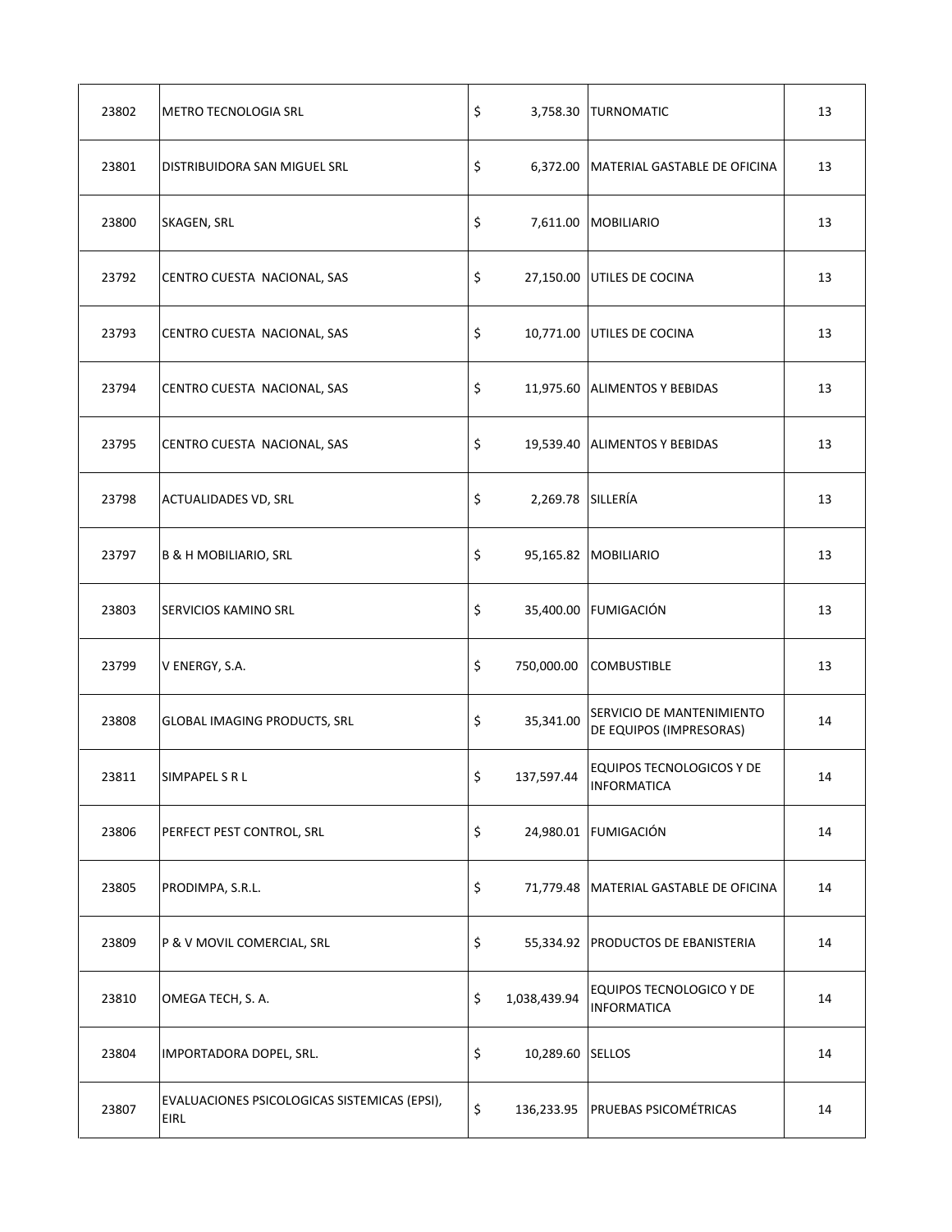| | | | | | |
|---|---|---|---|---|---|
| 23802 | METRO TECNOLOGIA SRL | $ | 3,758.30 | TURNOMATIC | 13 |
| 23801 | DISTRIBUIDORA SAN MIGUEL SRL | $ | 6,372.00 | MATERIAL GASTABLE DE OFICINA | 13 |
| 23800 | SKAGEN, SRL | $ | 7,611.00 | MOBILIARIO | 13 |
| 23792 | CENTRO CUESTA NACIONAL, SAS | $ | 27,150.00 | UTILES DE COCINA | 13 |
| 23793 | CENTRO CUESTA NACIONAL, SAS | $ | 10,771.00 | UTILES DE COCINA | 13 |
| 23794 | CENTRO CUESTA NACIONAL, SAS | $ | 11,975.60 | ALIMENTOS Y BEBIDAS | 13 |
| 23795 | CENTRO CUESTA NACIONAL, SAS | $ | 19,539.40 | ALIMENTOS Y BEBIDAS | 13 |
| 23798 | ACTUALIDADES VD, SRL | $ | 2,269.78 | SILLERÍA | 13 |
| 23797 | B & H MOBILIARIO, SRL | $ | 95,165.82 | MOBILIARIO | 13 |
| 23803 | SERVICIOS KAMINO SRL | $ | 35,400.00 | FUMIGACIÓN | 13 |
| 23799 | V ENERGY, S.A. | $ | 750,000.00 | COMBUSTIBLE | 13 |
| 23808 | GLOBAL IMAGING PRODUCTS, SRL | $ | 35,341.00 | SERVICIO DE MANTENIMIENTO DE EQUIPOS (IMPRESORAS) | 14 |
| 23811 | SIMPAPEL S R L | $ | 137,597.44 | EQUIPOS TECNOLOGICOS Y DE INFORMATICA | 14 |
| 23806 | PERFECT PEST CONTROL, SRL | $ | 24,980.01 | FUMIGACIÓN | 14 |
| 23805 | PRODIMPA, S.R.L. | $ | 71,779.48 | MATERIAL GASTABLE DE OFICINA | 14 |
| 23809 | P & V MOVIL COMERCIAL, SRL | $ | 55,334.92 | PRODUCTOS DE EBANISTERIA | 14 |
| 23810 | OMEGA TECH, S. A. | $ | 1,038,439.94 | EQUIPOS TECNOLOGICO Y DE INFORMATICA | 14 |
| 23804 | IMPORTADORA DOPEL, SRL. | $ | 10,289.60 | SELLOS | 14 |
| 23807 | EVALUACIONES PSICOLOGICAS SISTEMICAS (EPSI), EIRL | $ | 136,233.95 | PRUEBAS PSICOMÉTRICAS | 14 |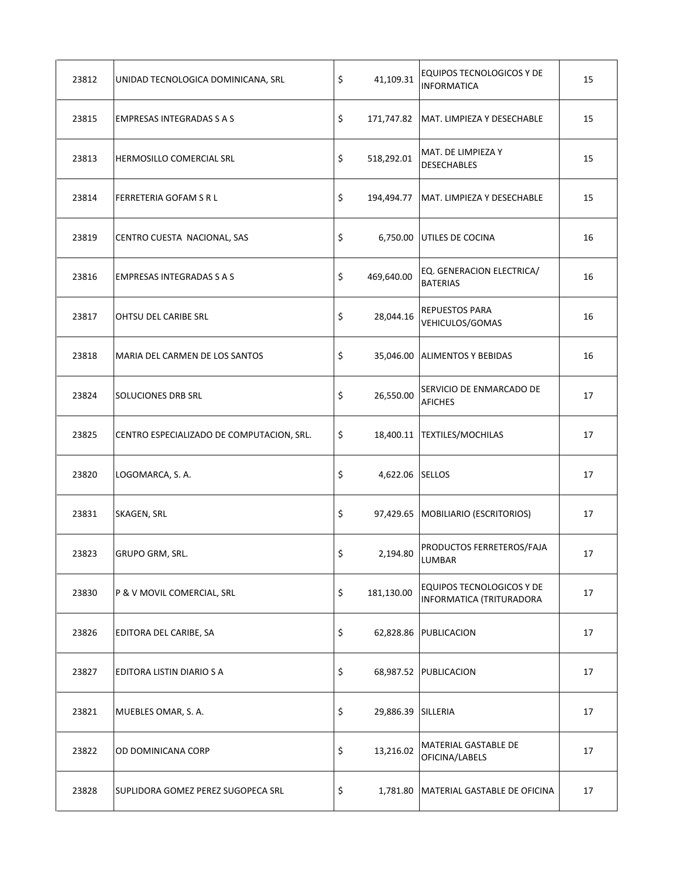| | | | | |
|---|---|---|---|---|
| 23812 | UNIDAD TECNOLOGICA DOMINICANA, SRL | $ 41,109.31 | EQUIPOS TECNOLOGICOS Y DE INFORMATICA | 15 |
| 23815 | EMPRESAS INTEGRADAS S A S | $ 171,747.82 | MAT. LIMPIEZA Y DESECHABLE | 15 |
| 23813 | HERMOSILLO COMERCIAL SRL | $ 518,292.01 | MAT. DE LIMPIEZA Y DESECHABLES | 15 |
| 23814 | FERRETERIA GOFAM S R L | $ 194,494.77 | MAT. LIMPIEZA Y DESECHABLE | 15 |
| 23819 | CENTRO CUESTA NACIONAL, SAS | $ 6,750.00 | UTILES DE COCINA | 16 |
| 23816 | EMPRESAS INTEGRADAS S A S | $ 469,640.00 | EQ. GENERACION ELECTRICA/ BATERIAS | 16 |
| 23817 | OHTSU DEL CARIBE SRL | $ 28,044.16 | REPUESTOS PARA VEHICULOS/GOMAS | 16 |
| 23818 | MARIA DEL CARMEN DE LOS SANTOS | $ 35,046.00 | ALIMENTOS Y BEBIDAS | 16 |
| 23824 | SOLUCIONES DRB SRL | $ 26,550.00 | SERVICIO DE ENMARCADO DE AFICHES | 17 |
| 23825 | CENTRO ESPECIALIZADO DE COMPUTACION, SRL. | $ 18,400.11 | TEXTILES/MOCHILAS | 17 |
| 23820 | LOGOMARCA, S. A. | $ 4,622.06 | SELLOS | 17 |
| 23831 | SKAGEN, SRL | $ 97,429.65 | MOBILIARIO (ESCRITORIOS) | 17 |
| 23823 | GRUPO GRM, SRL. | $ 2,194.80 | PRODUCTOS FERRETEROS/FAJA LUMBAR | 17 |
| 23830 | P & V MOVIL COMERCIAL, SRL | $ 181,130.00 | EQUIPOS TECNOLOGICOS Y DE INFORMATICA (TRITURADORA | 17 |
| 23826 | EDITORA DEL CARIBE, SA | $ 62,828.86 | PUBLICACION | 17 |
| 23827 | EDITORA LISTIN DIARIO S A | $ 68,987.52 | PUBLICACION | 17 |
| 23821 | MUEBLES OMAR, S. A. | $ 29,886.39 | SILLERIA | 17 |
| 23822 | OD DOMINICANA CORP | $ 13,216.02 | MATERIAL GASTABLE DE OFICINA/LABELS | 17 |
| 23828 | SUPLIDORA GOMEZ PEREZ SUGOPECA SRL | $ 1,781.80 | MATERIAL GASTABLE DE OFICINA | 17 |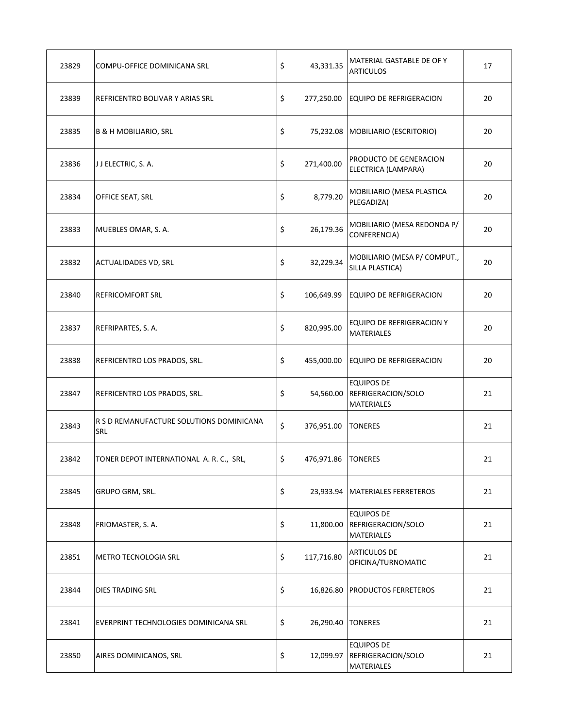| | | | | |
|---|---|---|---|---|
| 23829 | COMPU-OFFICE DOMINICANA SRL | $ 43,331.35 | MATERIAL GASTABLE DE OF Y ARTICULOS | 17 |
| 23839 | REFRICENTRO BOLIVAR Y ARIAS SRL | $ 277,250.00 | EQUIPO DE REFRIGERACION | 20 |
| 23835 | B & H MOBILIARIO, SRL | $ 75,232.08 | MOBILIARIO (ESCRITORIO) | 20 |
| 23836 | J J ELECTRIC, S. A. | $ 271,400.00 | PRODUCTO DE GENERACION ELECTRICA (LAMPARA) | 20 |
| 23834 | OFFICE SEAT, SRL | $ 8,779.20 | MOBILIARIO (MESA PLASTICA PLEGADIZA) | 20 |
| 23833 | MUEBLES OMAR, S. A. | $ 26,179.36 | MOBILIARIO (MESA REDONDA P/ CONFERENCIA) | 20 |
| 23832 | ACTUALIDADES VD, SRL | $ 32,229.34 | MOBILIARIO (MESA P/ COMPUT., SILLA PLASTICA) | 20 |
| 23840 | REFRICOMFORT SRL | $ 106,649.99 | EQUIPO DE REFRIGERACION | 20 |
| 23837 | REFRIPARTES, S. A. | $ 820,995.00 | EQUIPO DE REFRIGERACION Y MATERIALES | 20 |
| 23838 | REFRICENTRO LOS PRADOS, SRL. | $ 455,000.00 | EQUIPO DE REFRIGERACION | 20 |
| 23847 | REFRICENTRO LOS PRADOS, SRL. | $ 54,560.00 | EQUIPOS DE REFRIGERACION/SOLO MATERIALES | 21 |
| 23843 | R S D REMANUFACTURE SOLUTIONS DOMINICANA SRL | $ 376,951.00 | TONERES | 21 |
| 23842 | TONER DEPOT INTERNATIONAL A. R. C., SRL, | $ 476,971.86 | TONERES | 21 |
| 23845 | GRUPO GRM, SRL. | $ 23,933.94 | MATERIALES FERRETEROS | 21 |
| 23848 | FRIOMASTER, S. A. | $ 11,800.00 | EQUIPOS DE REFRIGERACION/SOLO MATERIALES | 21 |
| 23851 | METRO TECNOLOGIA SRL | $ 117,716.80 | ARTICULOS DE OFICINA/TURNOMATIC | 21 |
| 23844 | DIES TRADING SRL | $ 16,826.80 | PRODUCTOS FERRETEROS | 21 |
| 23841 | EVERPRINT TECHNOLOGIES DOMINICANA SRL | $ 26,290.40 | TONERES | 21 |
| 23850 | AIRES DOMINICANOS, SRL | $ 12,099.97 | EQUIPOS DE REFRIGERACION/SOLO MATERIALES | 21 |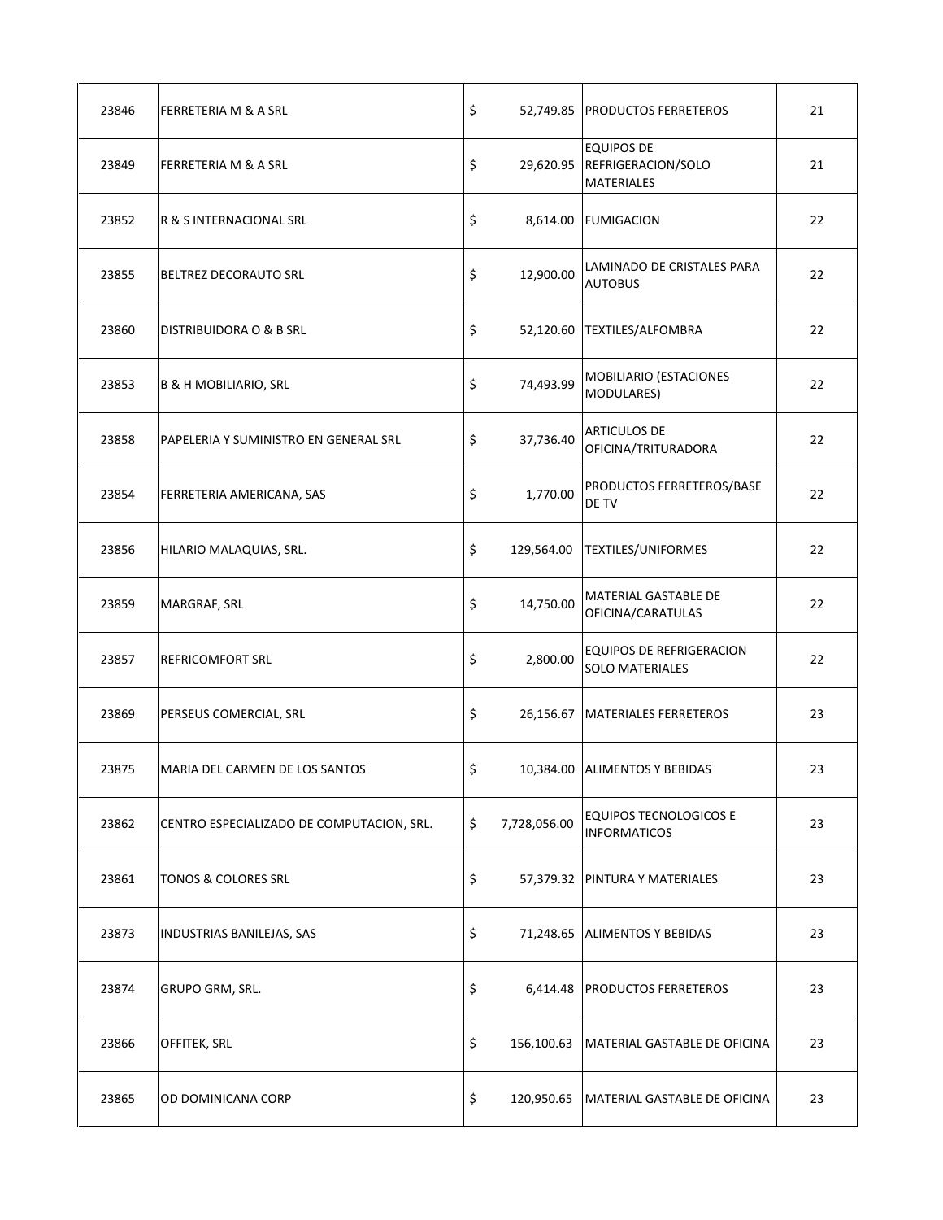| | | | | |
|---|---|---|---|---|
| 23846 | FERRETERIA M & A SRL | $ 52,749.85 | PRODUCTOS FERRETEROS | 21 |
| 23849 | FERRETERIA M & A SRL | $ 29,620.95 | EQUIPOS DE REFRIGERACION/SOLO MATERIALES | 21 |
| 23852 | R & S INTERNACIONAL SRL | $ 8,614.00 | FUMIGACION | 22 |
| 23855 | BELTREZ DECORAUTO SRL | $ 12,900.00 | LAMINADO DE CRISTALES PARA AUTOBUS | 22 |
| 23860 | DISTRIBUIDORA O & B SRL | $ 52,120.60 | TEXTILES/ALFOMBRA | 22 |
| 23853 | B & H MOBILIARIO, SRL | $ 74,493.99 | MOBILIARIO (ESTACIONES MODULARES) | 22 |
| 23858 | PAPELERIA Y SUMINISTRO EN GENERAL SRL | $ 37,736.40 | ARTICULOS DE OFICINA/TRITURADORA | 22 |
| 23854 | FERRETERIA AMERICANA, SAS | $ 1,770.00 | PRODUCTOS FERRETEROS/BASE DE TV | 22 |
| 23856 | HILARIO MALAQUIAS, SRL. | $ 129,564.00 | TEXTILES/UNIFORMES | 22 |
| 23859 | MARGRAF, SRL | $ 14,750.00 | MATERIAL GASTABLE DE OFICINA/CARATULAS | 22 |
| 23857 | REFRICOMFORT SRL | $ 2,800.00 | EQUIPOS DE REFRIGERACION SOLO MATERIALES | 22 |
| 23869 | PERSEUS COMERCIAL, SRL | $ 26,156.67 | MATERIALES FERRETEROS | 23 |
| 23875 | MARIA DEL CARMEN DE LOS SANTOS | $ 10,384.00 | ALIMENTOS Y BEBIDAS | 23 |
| 23862 | CENTRO ESPECIALIZADO DE COMPUTACION, SRL. | $ 7,728,056.00 | EQUIPOS TECNOLOGICOS E INFORMATICOS | 23 |
| 23861 | TONOS & COLORES SRL | $ 57,379.32 | PINTURA Y MATERIALES | 23 |
| 23873 | INDUSTRIAS BANILEJAS, SAS | $ 71,248.65 | ALIMENTOS Y BEBIDAS | 23 |
| 23874 | GRUPO GRM, SRL. | $ 6,414.48 | PRODUCTOS FERRETEROS | 23 |
| 23866 | OFFITEK, SRL | $ 156,100.63 | MATERIAL GASTABLE DE OFICINA | 23 |
| 23865 | OD DOMINICANA CORP | $ 120,950.65 | MATERIAL GASTABLE DE OFICINA | 23 |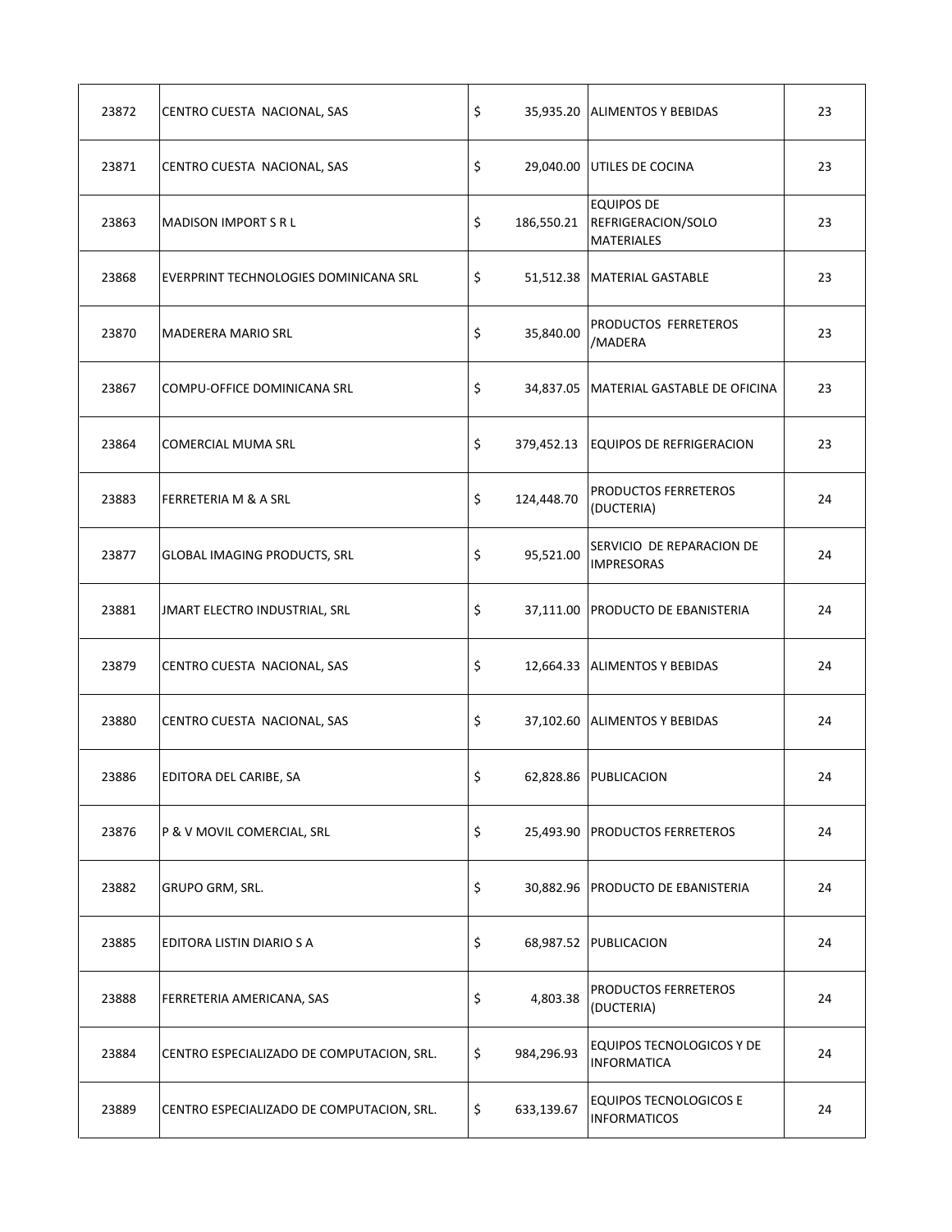| 23872 | CENTRO CUESTA NACIONAL, SAS | $ 35,935.20 | ALIMENTOS Y BEBIDAS | 23 |
|---|---|---|---|---|
| 23871 | CENTRO CUESTA NACIONAL, SAS | $ 29,040.00 | UTILES DE COCINA | 23 |
| 23863 | MADISON IMPORT S R L | $ 186,550.21 | EQUIPOS DE REFRIGERACION/SOLO MATERIALES | 23 |
| 23868 | EVERPRINT TECHNOLOGIES DOMINICANA SRL | $ 51,512.38 | MATERIAL GASTABLE | 23 |
| 23870 | MADERERA MARIO SRL | $ 35,840.00 | PRODUCTOS FERRETEROS /MADERA | 23 |
| 23867 | COMPU-OFFICE DOMINICANA SRL | $ 34,837.05 | MATERIAL GASTABLE DE OFICINA | 23 |
| 23864 | COMERCIAL MUMA SRL | $ 379,452.13 | EQUIPOS DE REFRIGERACION | 23 |
| 23883 | FERRETERIA M & A SRL | $ 124,448.70 | PRODUCTOS FERRETEROS (DUCTERIA) | 24 |
| 23877 | GLOBAL IMAGING PRODUCTS, SRL | $ 95,521.00 | SERVICIO DE REPARACION DE IMPRESORAS | 24 |
| 23881 | JMART ELECTRO INDUSTRIAL, SRL | $ 37,111.00 | PRODUCTO DE EBANISTERIA | 24 |
| 23879 | CENTRO CUESTA NACIONAL, SAS | $ 12,664.33 | ALIMENTOS Y BEBIDAS | 24 |
| 23880 | CENTRO CUESTA NACIONAL, SAS | $ 37,102.60 | ALIMENTOS Y BEBIDAS | 24 |
| 23886 | EDITORA DEL CARIBE, SA | $ 62,828.86 | PUBLICACION | 24 |
| 23876 | P & V MOVIL COMERCIAL, SRL | $ 25,493.90 | PRODUCTOS FERRETEROS | 24 |
| 23882 | GRUPO GRM, SRL. | $ 30,882.96 | PRODUCTO DE EBANISTERIA | 24 |
| 23885 | EDITORA LISTIN DIARIO S A | $ 68,987.52 | PUBLICACION | 24 |
| 23888 | FERRETERIA AMERICANA, SAS | $ 4,803.38 | PRODUCTOS FERRETEROS (DUCTERIA) | 24 |
| 23884 | CENTRO ESPECIALIZADO DE COMPUTACION, SRL. | $ 984,296.93 | EQUIPOS TECNOLOGICOS Y DE INFORMATICA | 24 |
| 23889 | CENTRO ESPECIALIZADO DE COMPUTACION, SRL. | $ 633,139.67 | EQUIPOS TECNOLOGICOS E INFORMATICOS | 24 |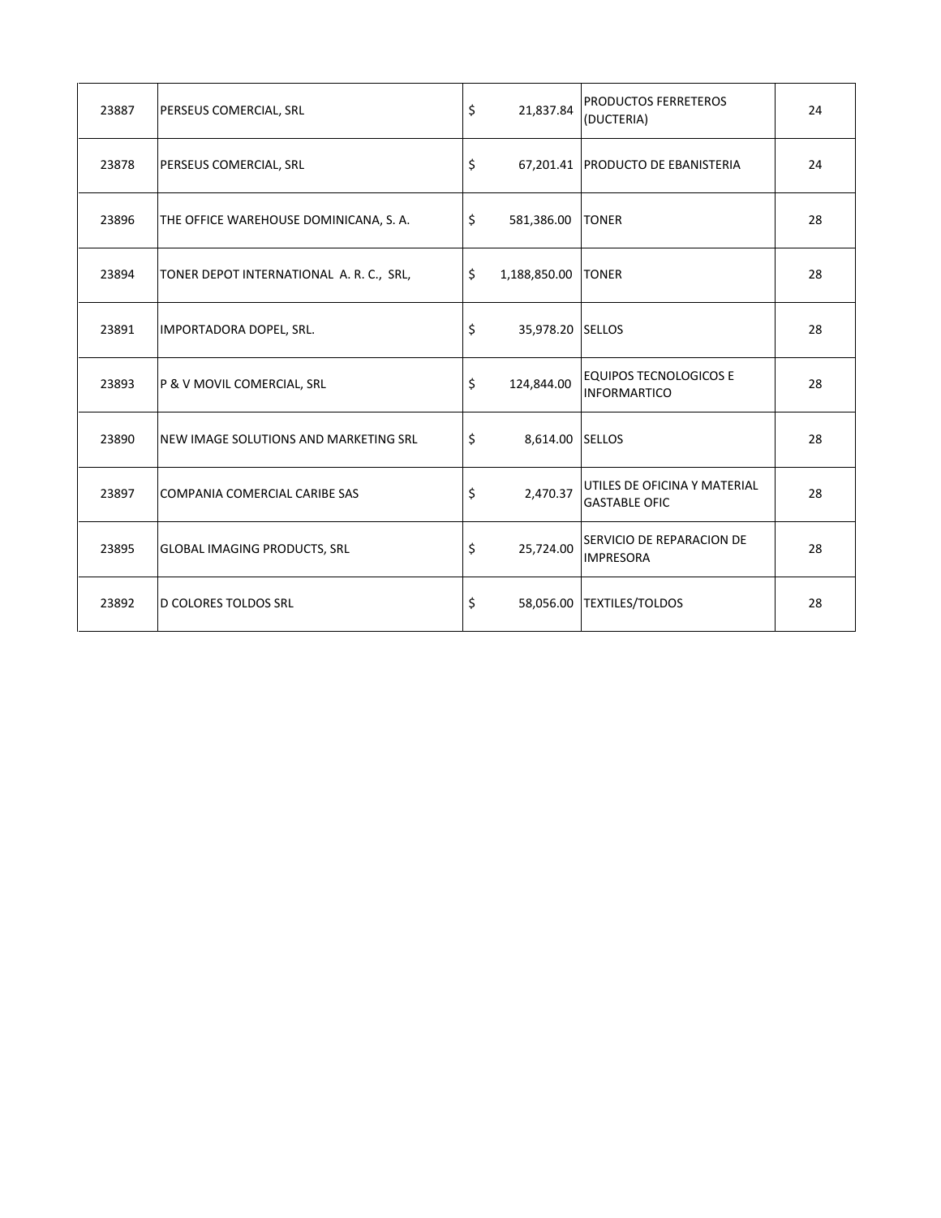| | | | | | |
|---|---|---|---|---|---|
| 23887 | PERSEUS COMERCIAL, SRL | $ | 21,837.84 | PRODUCTOS FERRETEROS (DUCTERIA) | 24 |
| 23878 | PERSEUS COMERCIAL, SRL | $ | 67,201.41 | PRODUCTO DE EBANISTERIA | 24 |
| 23896 | THE OFFICE WAREHOUSE DOMINICANA, S. A. | $ | 581,386.00 | TONER | 28 |
| 23894 | TONER DEPOT INTERNATIONAL A. R. C., SRL, | $ | 1,188,850.00 | TONER | 28 |
| 23891 | IMPORTADORA DOPEL, SRL. | $ | 35,978.20 | SELLOS | 28 |
| 23893 | P & V MOVIL COMERCIAL, SRL | $ | 124,844.00 | EQUIPOS TECNOLOGICOS E INFORMARTICO | 28 |
| 23890 | NEW IMAGE SOLUTIONS AND MARKETING SRL | $ | 8,614.00 | SELLOS | 28 |
| 23897 | COMPANIA COMERCIAL CARIBE SAS | $ | 2,470.37 | UTILES DE OFICINA Y MATERIAL GASTABLE OFIC | 28 |
| 23895 | GLOBAL IMAGING PRODUCTS, SRL | $ | 25,724.00 | SERVICIO DE REPARACION DE IMPRESORA | 28 |
| 23892 | D COLORES TOLDOS SRL | $ | 58,056.00 | TEXTILES/TOLDOS | 28 |